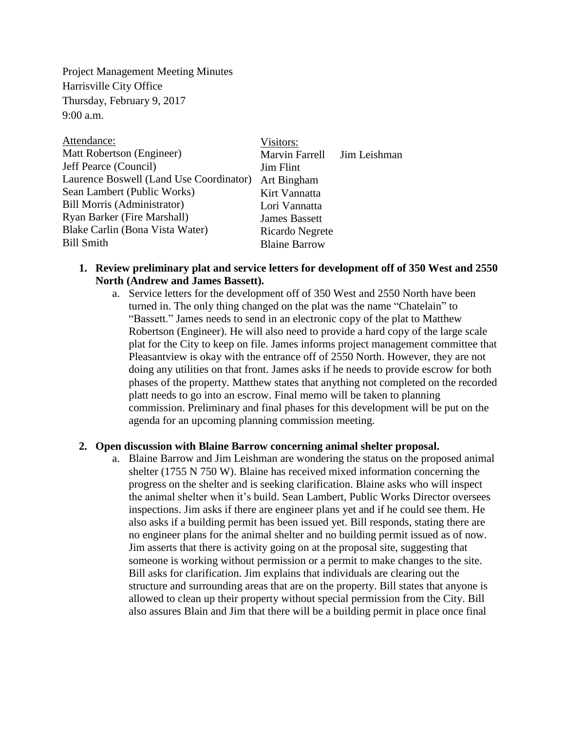Project Management Meeting Minutes
Harrisville City Office
Thursday, February 9, 2017
9:00 a.m.

Attendance:
Matt Robertson (Engineer)
Jeff Pearce (Council)
Laurence Boswell (Land Use Coordinator)
Sean Lambert (Public Works)
Bill Morris (Administrator)
Ryan Barker (Fire Marshall)
Blake Carlin (Bona Vista Water)
Bill Smith

Visitors:
Marvin Farrell
Jim Leishman
Jim Flint
Art Bingham
Kirt Vannatta
Lori Vannatta
James Bassett
Ricardo Negrete
Blaine Barrow

1. **Review preliminary plat and service letters for development off of 350 West and 2550 North (Andrew and James Bassett).**
   a. Service letters for the development off of 350 West and 2550 North have been turned in. The only thing changed on the plat was the name "Chatelain" to "Bassett." James needs to send in an electronic copy of the plat to Matthew Robertson (Engineer). He will also need to provide a hard copy of the large scale plat for the City to keep on file. James informs project management committee that Pleasantview is okay with the entrance off of 2550 North. However, they are not doing any utilities on that front. James asks if he needs to provide escrow for both phases of the property. Matthew states that anything not completed on the recorded platt needs to go into an escrow. Final memo will be taken to planning commission. Preliminary and final phases for this development will be put on the agenda for an upcoming planning commission meeting.

2. **Open discussion with Blaine Barrow concerning animal shelter proposal.**
   a. Blaine Barrow and Jim Leishman are wondering the status on the proposed animal shelter (1755 N 750 W). Blaine has received mixed information concerning the progress on the shelter and is seeking clarification. Blaine asks who will inspect the animal shelter when it's build. Sean Lambert, Public Works Director oversees inspections. Jim asks if there are engineer plans yet and if he could see them. He also asks if a building permit has been issued yet. Bill responds, stating there are no engineer plans for the animal shelter and no building permit issued as of now. Jim asserts that there is activity going on at the proposal site, suggesting that someone is working without permission or a permit to make changes to the site. Bill asks for clarification. Jim explains that individuals are clearing out the structure and surrounding areas that are on the property. Bill states that anyone is allowed to clean up their property without special permission from the City. Bill also assures Blain and Jim that there will be a building permit in place once final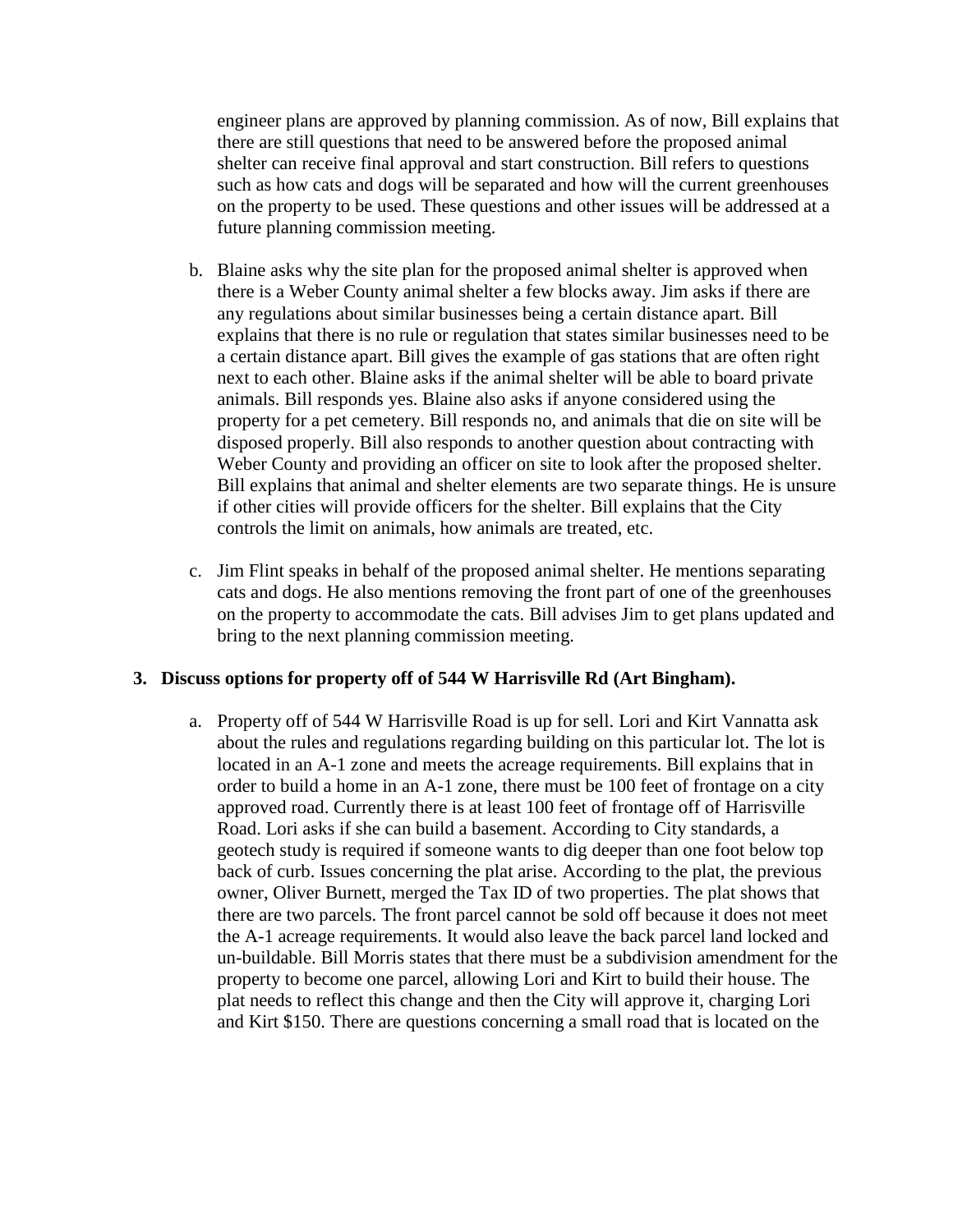engineer plans are approved by planning commission. As of now, Bill explains that there are still questions that need to be answered before the proposed animal shelter can receive final approval and start construction. Bill refers to questions such as how cats and dogs will be separated and how will the current greenhouses on the property to be used. These questions and other issues will be addressed at a future planning commission meeting.

b. Blaine asks why the site plan for the proposed animal shelter is approved when there is a Weber County animal shelter a few blocks away. Jim asks if there are any regulations about similar businesses being a certain distance apart. Bill explains that there is no rule or regulation that states similar businesses need to be a certain distance apart. Bill gives the example of gas stations that are often right next to each other. Blaine asks if the animal shelter will be able to board private animals. Bill responds yes. Blaine also asks if anyone considered using the property for a pet cemetery. Bill responds no, and animals that die on site will be disposed properly. Bill also responds to another question about contracting with Weber County and providing an officer on site to look after the proposed shelter. Bill explains that animal and shelter elements are two separate things. He is unsure if other cities will provide officers for the shelter. Bill explains that the City controls the limit on animals, how animals are treated, etc.

c. Jim Flint speaks in behalf of the proposed animal shelter. He mentions separating cats and dogs. He also mentions removing the front part of one of the greenhouses on the property to accommodate the cats. Bill advises Jim to get plans updated and bring to the next planning commission meeting.

**3. Discuss options for property off of 544 W Harrisville Rd (Art Bingham).**

a. Property off of 544 W Harrisville Road is up for sell. Lori and Kirt Vannatta ask about the rules and regulations regarding building on this particular lot. The lot is located in an A-1 zone and meets the acreage requirements. Bill explains that in order to build a home in an A-1 zone, there must be 100 feet of frontage on a city approved road. Currently there is at least 100 feet of frontage off of Harrisville Road. Lori asks if she can build a basement. According to City standards, a geotech study is required if someone wants to dig deeper than one foot below top back of curb. Issues concerning the plat arise. According to the plat, the previous owner, Oliver Burnett, merged the Tax ID of two properties. The plat shows that there are two parcels. The front parcel cannot be sold off because it does not meet the A-1 acreage requirements. It would also leave the back parcel land locked and un-buildable. Bill Morris states that there must be a subdivision amendment for the property to become one parcel, allowing Lori and Kirt to build their house. The plat needs to reflect this change and then the City will approve it, charging Lori and Kirt $150. There are questions concerning a small road that is located on the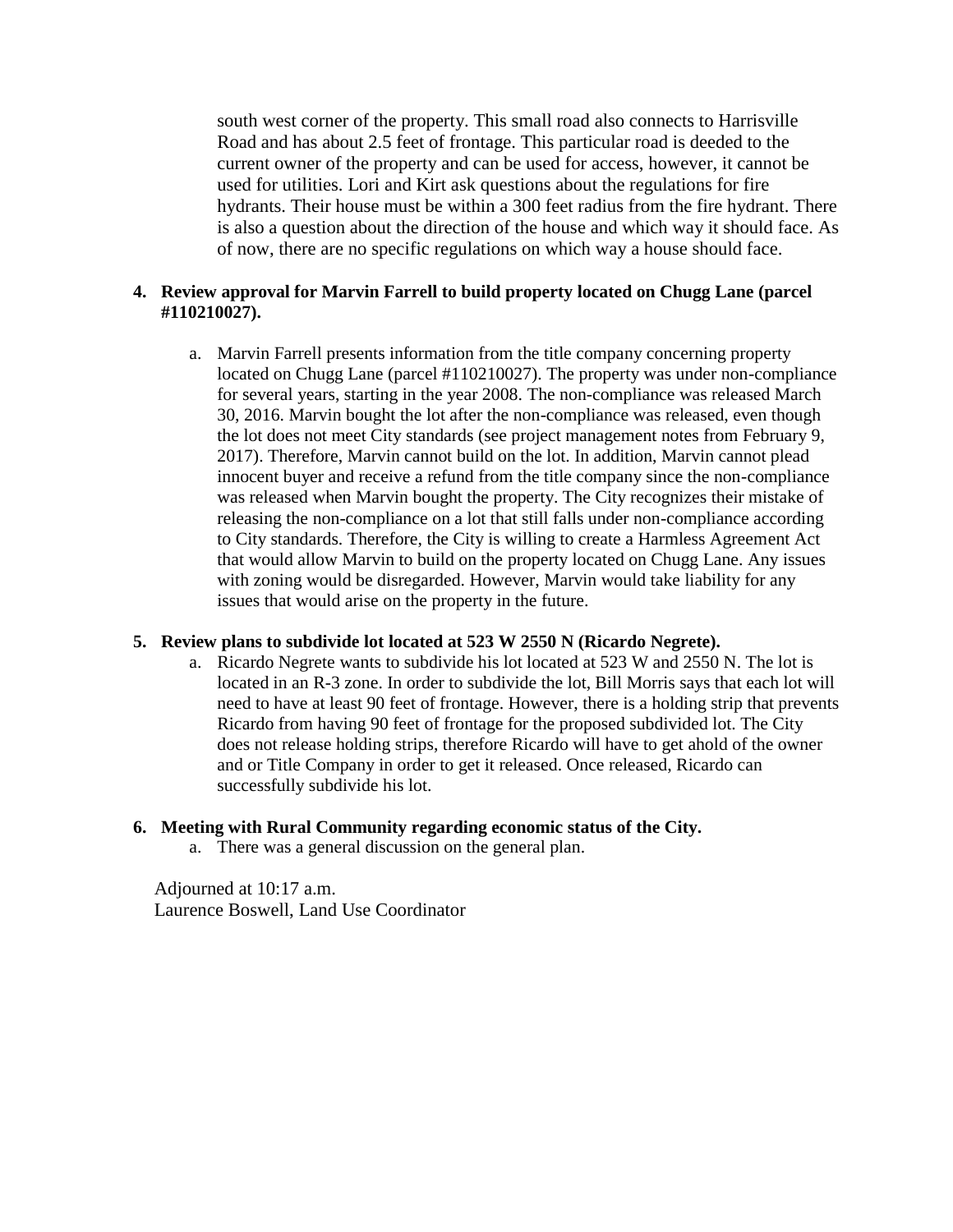south west corner of the property. This small road also connects to Harrisville Road and has about 2.5 feet of frontage. This particular road is deeded to the current owner of the property and can be used for access, however, it cannot be used for utilities. Lori and Kirt ask questions about the regulations for fire hydrants. Their house must be within a 300 feet radius from the fire hydrant. There is also a question about the direction of the house and which way it should face. As of now, there are no specific regulations on which way a house should face.

4. **Review approval for Marvin Farrell to build property located on Chugg Lane (parcel #110210027).**

   a. Marvin Farrell presents information from the title company concerning property located on Chugg Lane (parcel #110210027). The property was under non-compliance for several years, starting in the year 2008. The non-compliance was released March 30, 2016. Marvin bought the lot after the non-compliance was released, even though the lot does not meet City standards (see project management notes from February 9, 2017). Therefore, Marvin cannot build on the lot. In addition, Marvin cannot plead innocent buyer and receive a refund from the title company since the non-compliance was released when Marvin bought the property. The City recognizes their mistake of releasing the non-compliance on a lot that still falls under non-compliance according to City standards. Therefore, the City is willing to create a Harmless Agreement Act that would allow Marvin to build on the property located on Chugg Lane. Any issues with zoning would be disregarded. However, Marvin would take liability for any issues that would arise on the property in the future.

5. **Review plans to subdivide lot located at 523 W 2550 N (Ricardo Negrete).**

   a. Ricardo Negrete wants to subdivide his lot located at 523 W and 2550 N. The lot is located in an R-3 zone. In order to subdivide the lot, Bill Morris says that each lot will need to have at least 90 feet of frontage. However, there is a holding strip that prevents Ricardo from having 90 feet of frontage for the proposed subdivided lot. The City does not release holding strips, therefore Ricardo will have to get ahold of the owner and or Title Company in order to get it released. Once released, Ricardo can successfully subdivide his lot.

6. **Meeting with Rural Community regarding economic status of the City.**

   a. There was a general discussion on the general plan.

Adjourned at 10:17 a.m.
Laurence Boswell, Land Use Coordinator